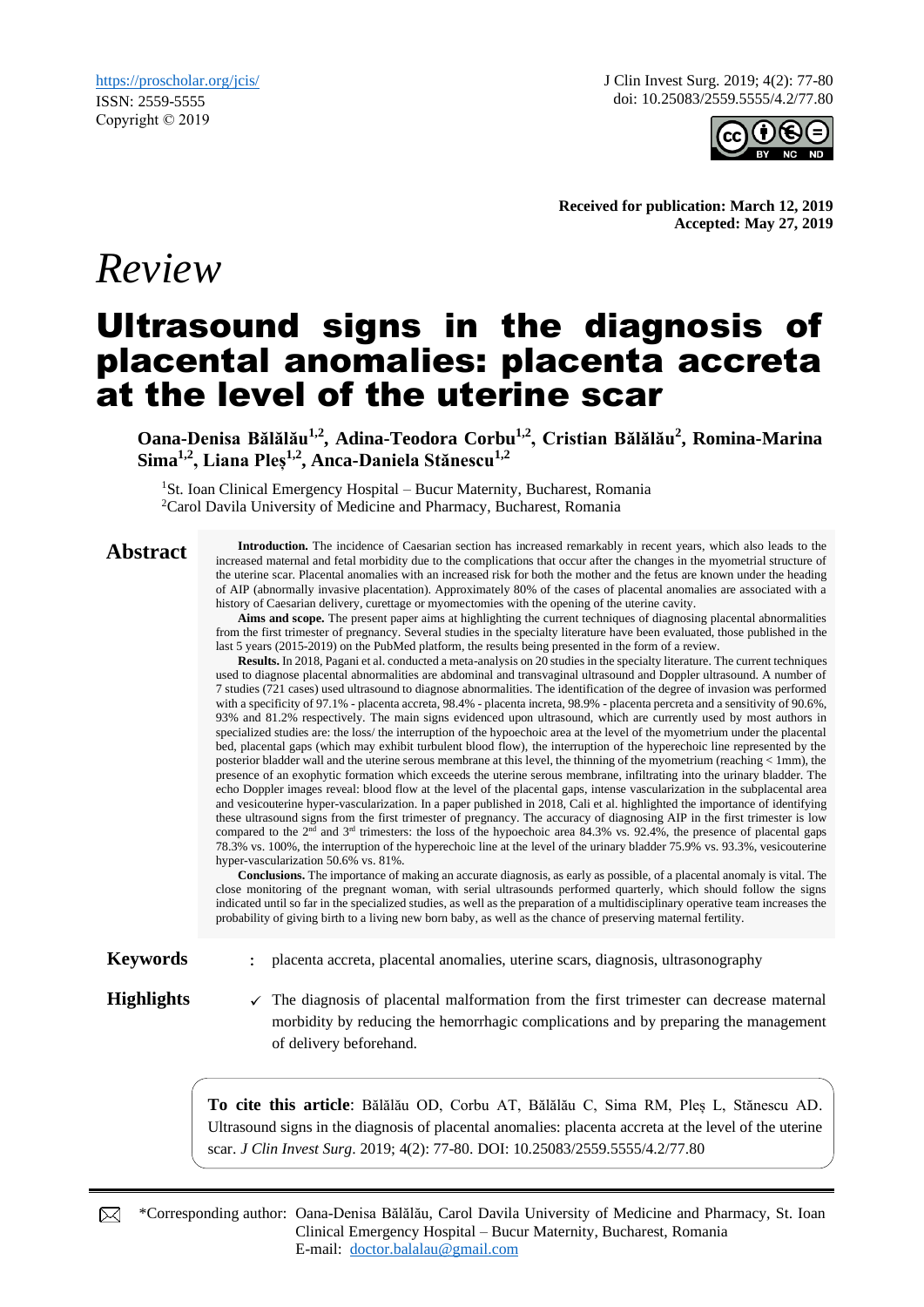https://proscholar.org/jcis/
ISSN: 2559-5555
Copyright © 2019

J Clin Invest Surg. 2019; 4(2): 77-80
doi: 10.25083/2559.5555/4.2/77.80

**Received for publication: March 12, 2019**
**Accepted: May 27, 2019**

*Review*

# Ultrasound signs in the diagnosis of placental anomalies: placenta accreta at the level of the uterine scar

**Oana-Denisa Bălălău[1,2], Adina-Teodora Corbu[1,2], Cristian Bălălău[2], Romina-Marina Sima[1,2], Liana Pleș[1,2], Anca-Daniela Stănescu[1,2]**

[1]St. Ioan Clinical Emergency Hospital – Bucur Maternity, Bucharest, Romania
[2]Carol Davila University of Medicine and Pharmacy, Bucharest, Romania

## Abstract

**Introduction.** The incidence of Caesarian section has increased remarkably in recent years, which also leads to the increased maternal and fetal morbidity due to the complications that occur after the changes in the myometrial structure of the uterine scar. Placental anomalies with an increased risk for both the mother and the fetus are known under the heading of AIP (abnormally invasive placentation). Approximately 80% of the cases of placental anomalies are associated with a history of Caesarian delivery, curettage or myomectomies with the opening of the uterine cavity.

**Aims and scope.** The present paper aims at highlighting the current techniques of diagnosing placental abnormalities from the first trimester of pregnancy. Several studies in the specialty literature have been evaluated, those published in the last 5 years (2015-2019) on the PubMed platform, the results being presented in the form of a review.

**Results.** In 2018, Pagani et al. conducted a meta-analysis on 20 studies in the specialty literature. The current techniques used to diagnose placental abnormalities are abdominal and transvaginal ultrasound and Doppler ultrasound. A number of 7 studies (721 cases) used ultrasound to diagnose abnormalities. The identification of the degree of invasion was performed with a specificity of 97.1% - placenta accreta, 98.4% - placenta increta, 98.9% - placenta percreta and a sensitivity of 90.6%, 93% and 81.2% respectively. The main signs evidenced upon ultrasound, which are currently used by most authors in specialized studies are: the loss/ the interruption of the hypoechoic area at the level of the myometrium under the placental bed, placental gaps (which may exhibit turbulent blood flow), the interruption of the hyperechoic line represented by the posterior bladder wall and the uterine serous membrane at this level, the thinning of the myometrium (reaching < 1mm), the presence of an exophytic formation which exceeds the uterine serous membrane, infiltrating into the urinary bladder. The echo Doppler images reveal: blood flow at the level of the placental gaps, intense vascularization in the subplacental area and vesicouterine hyper-vascularization. In a paper published in 2018, Cali et al. highlighted the importance of identifying these ultrasound signs from the first trimester of pregnancy. The accuracy of diagnosing AIP in the first trimester is low compared to the 2[nd] and 3[rd] trimesters: the loss of the hypoechoic area 84.3% vs. 92.4%, the presence of placental gaps 78.3% vs. 100%, the interruption of the hyperechoic line at the level of the urinary bladder 75.9% vs. 93.3%, vesicouterine hyper-vascularization 50.6% vs. 81%.

**Conclusions.** The importance of making an accurate diagnosis, as early as possible, of a placental anomaly is vital. The close monitoring of the pregnant woman, with serial ultrasounds performed quarterly, which should follow the signs indicated until so far in the specialized studies, as well as the preparation of a multidisciplinary operative team increases the probability of giving birth to a living new born baby, as well as the chance of preserving maternal fertility.

**Keywords** : placenta accreta, placental anomalies, uterine scars, diagnosis, ultrasonography

**Highlights**

✓ The diagnosis of placental malformation from the first trimester can decrease maternal morbidity by reducing the hemorrhagic complications and by preparing the management of delivery beforehand.

**To cite this article**: Bălălău OD, Corbu AT, Bălălău C, Sima RM, Pleș L, Stănescu AD. Ultrasound signs in the diagnosis of placental anomalies: placenta accreta at the level of the uterine scar. *J Clin Invest Surg*. 2019; 4(2): 77-80. DOI: 10.25083/2559.5555/4.2/77.80

*Corresponding author: Oana-Denisa Bălălău, Carol Davila University of Medicine and Pharmacy, St. Ioan Clinical Emergency Hospital – Bucur Maternity, Bucharest, Romania
E-mail: doctor.balalau@gmail.com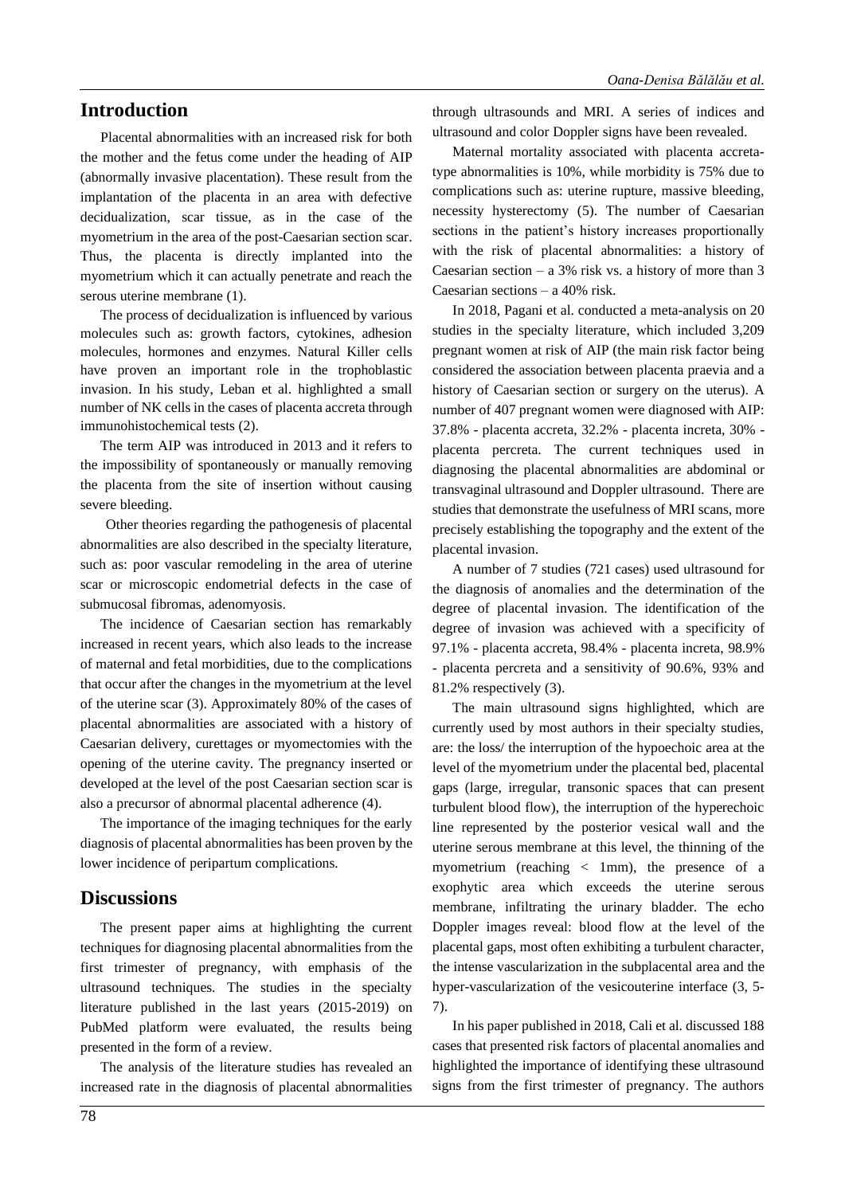## Introduction

Placental abnormalities with an increased risk for both the mother and the fetus come under the heading of AIP (abnormally invasive placentation). These result from the implantation of the placenta in an area with defective decidualization, scar tissue, as in the case of the myometrium in the area of the post-Caesarian section scar. Thus, the placenta is directly implanted into the myometrium which it can actually penetrate and reach the serous uterine membrane (1).

The process of decidualization is influenced by various molecules such as: growth factors, cytokines, adhesion molecules, hormones and enzymes. Natural Killer cells have proven an important role in the trophoblastic invasion. In his study, Leban et al. highlighted a small number of NK cells in the cases of placenta accreta through immunohistochemical tests (2).

The term AIP was introduced in 2013 and it refers to the impossibility of spontaneously or manually removing the placenta from the site of insertion without causing severe bleeding.

Other theories regarding the pathogenesis of placental abnormalities are also described in the specialty literature, such as: poor vascular remodeling in the area of uterine scar or microscopic endometrial defects in the case of submucosal fibromas, adenomyosis.

The incidence of Caesarian section has remarkably increased in recent years, which also leads to the increase of maternal and fetal morbidities, due to the complications that occur after the changes in the myometrium at the level of the uterine scar (3). Approximately 80% of the cases of placental abnormalities are associated with a history of Caesarian delivery, curettages or myomectomies with the opening of the uterine cavity. The pregnancy inserted or developed at the level of the post Caesarian section scar is also a precursor of abnormal placental adherence (4).

The importance of the imaging techniques for the early diagnosis of placental abnormalities has been proven by the lower incidence of peripartum complications.

## Discussions

The present paper aims at highlighting the current techniques for diagnosing placental abnormalities from the first trimester of pregnancy, with emphasis of the ultrasound techniques. The studies in the specialty literature published in the last years (2015-2019) on PubMed platform were evaluated, the results being presented in the form of a review.

The analysis of the literature studies has revealed an increased rate in the diagnosis of placental abnormalities through ultrasounds and MRI. A series of indices and ultrasound and color Doppler signs have been revealed.

Maternal mortality associated with placenta accreta-type abnormalities is 10%, while morbidity is 75% due to complications such as: uterine rupture, massive bleeding, necessity hysterectomy (5). The number of Caesarian sections in the patient's history increases proportionally with the risk of placental abnormalities: a history of Caesarian section – a 3% risk vs. a history of more than 3 Caesarian sections – a 40% risk.

In 2018, Pagani et al. conducted a meta-analysis on 20 studies in the specialty literature, which included 3,209 pregnant women at risk of AIP (the main risk factor being considered the association between placenta praevia and a history of Caesarian section or surgery on the uterus). A number of 407 pregnant women were diagnosed with AIP: 37.8% - placenta accreta, 32.2% - placenta increta, 30% - placenta percreta. The current techniques used in diagnosing the placental abnormalities are abdominal or transvaginal ultrasound and Doppler ultrasound. There are studies that demonstrate the usefulness of MRI scans, more precisely establishing the topography and the extent of the placental invasion.

A number of 7 studies (721 cases) used ultrasound for the diagnosis of anomalies and the determination of the degree of placental invasion. The identification of the degree of invasion was achieved with a specificity of 97.1% - placenta accreta, 98.4% - placenta increta, 98.9% - placenta percreta and a sensitivity of 90.6%, 93% and 81.2% respectively (3).

The main ultrasound signs highlighted, which are currently used by most authors in their specialty studies, are: the loss/ the interruption of the hypoechoic area at the level of the myometrium under the placental bed, placental gaps (large, irregular, transonic spaces that can present turbulent blood flow), the interruption of the hyperechoic line represented by the posterior vesical wall and the uterine serous membrane at this level, the thinning of the myometrium (reaching < 1mm), the presence of a exophytic area which exceeds the uterine serous membrane, infiltrating the urinary bladder. The echo Doppler images reveal: blood flow at the level of the placental gaps, most often exhibiting a turbulent character, the intense vascularization in the subplacental area and the hyper-vascularization of the vesicouterine interface (3, 5-7).

In his paper published in 2018, Cali et al. discussed 188 cases that presented risk factors of placental anomalies and highlighted the importance of identifying these ultrasound signs from the first trimester of pregnancy. The authors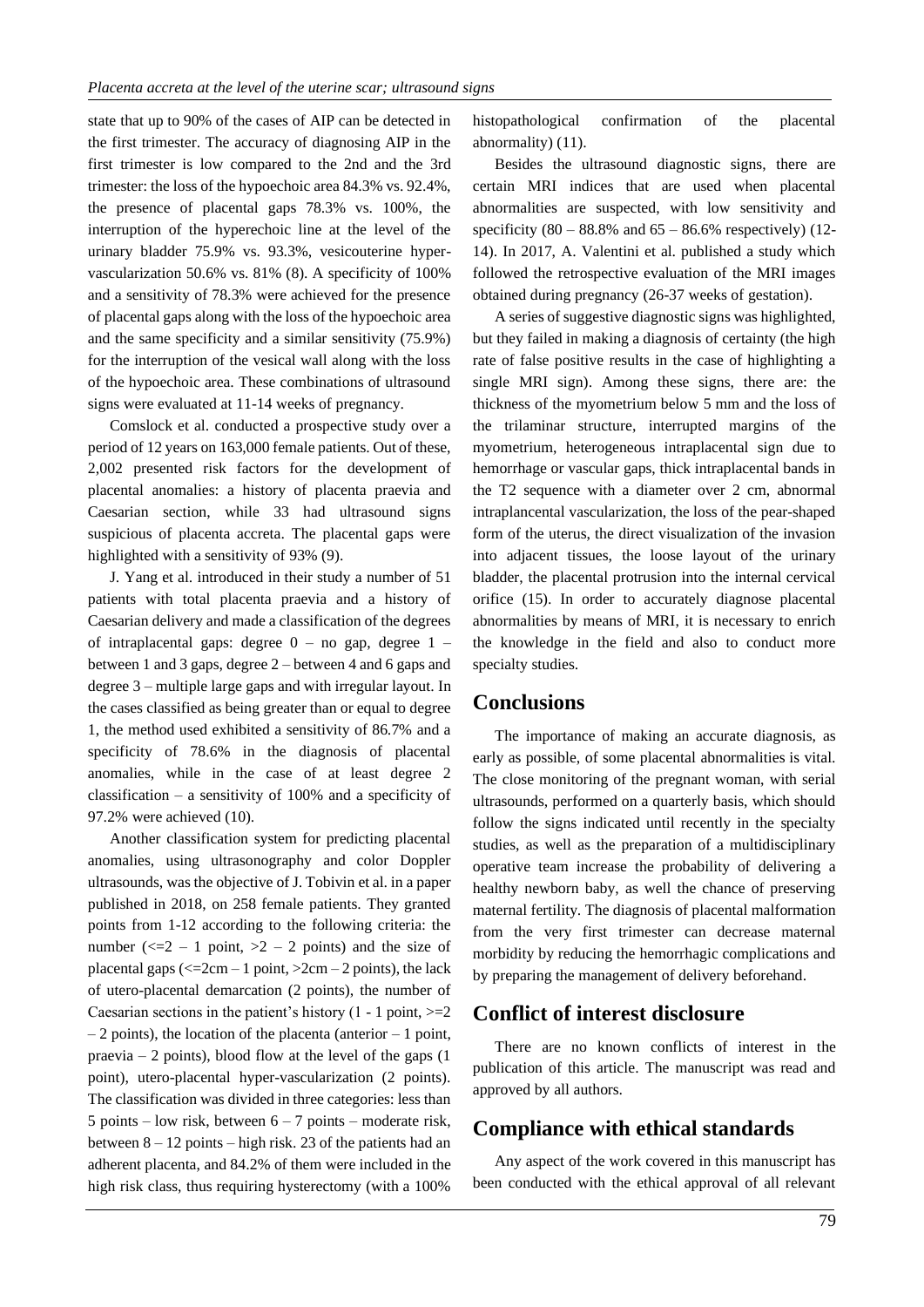state that up to 90% of the cases of AIP can be detected in the first trimester. The accuracy of diagnosing AIP in the first trimester is low compared to the 2nd and the 3rd trimester: the loss of the hypoechoic area 84.3% vs. 92.4%, the presence of placental gaps 78.3% vs. 100%, the interruption of the hyperechoic line at the level of the urinary bladder 75.9% vs. 93.3%, vesicouterine hyper-vascularization 50.6% vs. 81% (8). A specificity of 100% and a sensitivity of 78.3% were achieved for the presence of placental gaps along with the loss of the hypoechoic area and the same specificity and a similar sensitivity (75.9%) for the interruption of the vesical wall along with the loss of the hypoechoic area. These combinations of ultrasound signs were evaluated at 11-14 weeks of pregnancy.

Comslock et al. conducted a prospective study over a period of 12 years on 163,000 female patients. Out of these, 2,002 presented risk factors for the development of placental anomalies: a history of placenta praevia and Caesarian section, while 33 had ultrasound signs suspicious of placenta accreta. The placental gaps were highlighted with a sensitivity of 93% (9).

J. Yang et al. introduced in their study a number of 51 patients with total placenta praevia and a history of Caesarian delivery and made a classification of the degrees of intraplacental gaps: degree 0 – no gap, degree 1 – between 1 and 3 gaps, degree 2 – between 4 and 6 gaps and degree 3 – multiple large gaps and with irregular layout. In the cases classified as being greater than or equal to degree 1, the method used exhibited a sensitivity of 86.7% and a specificity of 78.6% in the diagnosis of placental anomalies, while in the case of at least degree 2 classification – a sensitivity of 100% and a specificity of 97.2% were achieved (10).

Another classification system for predicting placental anomalies, using ultrasonography and color Doppler ultrasounds, was the objective of J. Tobivin et al. in a paper published in 2018, on 258 female patients. They granted points from 1-12 according to the following criteria: the number (<=2 – 1 point, >2 – 2 points) and the size of placental gaps (<=2cm – 1 point, >2cm – 2 points), the lack of utero-placental demarcation (2 points), the number of Caesarian sections in the patient's history (1 - 1 point, >=2 – 2 points), the location of the placenta (anterior – 1 point, praevia – 2 points), blood flow at the level of the gaps (1 point), utero-placental hyper-vascularization (2 points). The classification was divided in three categories: less than 5 points – low risk, between 6 – 7 points – moderate risk, between 8 – 12 points – high risk. 23 of the patients had an adherent placenta, and 84.2% of them were included in the high risk class, thus requiring hysterectomy (with a 100% histopathological confirmation of the placental abnormality) (11).

Besides the ultrasound diagnostic signs, there are certain MRI indices that are used when placental abnormalities are suspected, with low sensitivity and specificity (80 – 88.8% and 65 – 86.6% respectively) (12-14). In 2017, A. Valentini et al. published a study which followed the retrospective evaluation of the MRI images obtained during pregnancy (26-37 weeks of gestation).

A series of suggestive diagnostic signs was highlighted, but they failed in making a diagnosis of certainty (the high rate of false positive results in the case of highlighting a single MRI sign). Among these signs, there are: the thickness of the myometrium below 5 mm and the loss of the trilaminar structure, interrupted margins of the myometrium, heterogeneous intraplacental sign due to hemorrhage or vascular gaps, thick intraplacental bands in the T2 sequence with a diameter over 2 cm, abnormal intraplancental vascularization, the loss of the pear-shaped form of the uterus, the direct visualization of the invasion into adjacent tissues, the loose layout of the urinary bladder, the placental protrusion into the internal cervical orifice (15). In order to accurately diagnose placental abnormalities by means of MRI, it is necessary to enrich the knowledge in the field and also to conduct more specialty studies.

## Conclusions

The importance of making an accurate diagnosis, as early as possible, of some placental abnormalities is vital. The close monitoring of the pregnant woman, with serial ultrasounds, performed on a quarterly basis, which should follow the signs indicated until recently in the specialty studies, as well as the preparation of a multidisciplinary operative team increase the probability of delivering a healthy newborn baby, as well the chance of preserving maternal fertility. The diagnosis of placental malformation from the very first trimester can decrease maternal morbidity by reducing the hemorrhagic complications and by preparing the management of delivery beforehand.

## Conflict of interest disclosure

There are no known conflicts of interest in the publication of this article. The manuscript was read and approved by all authors.

## Compliance with ethical standards

Any aspect of the work covered in this manuscript has been conducted with the ethical approval of all relevant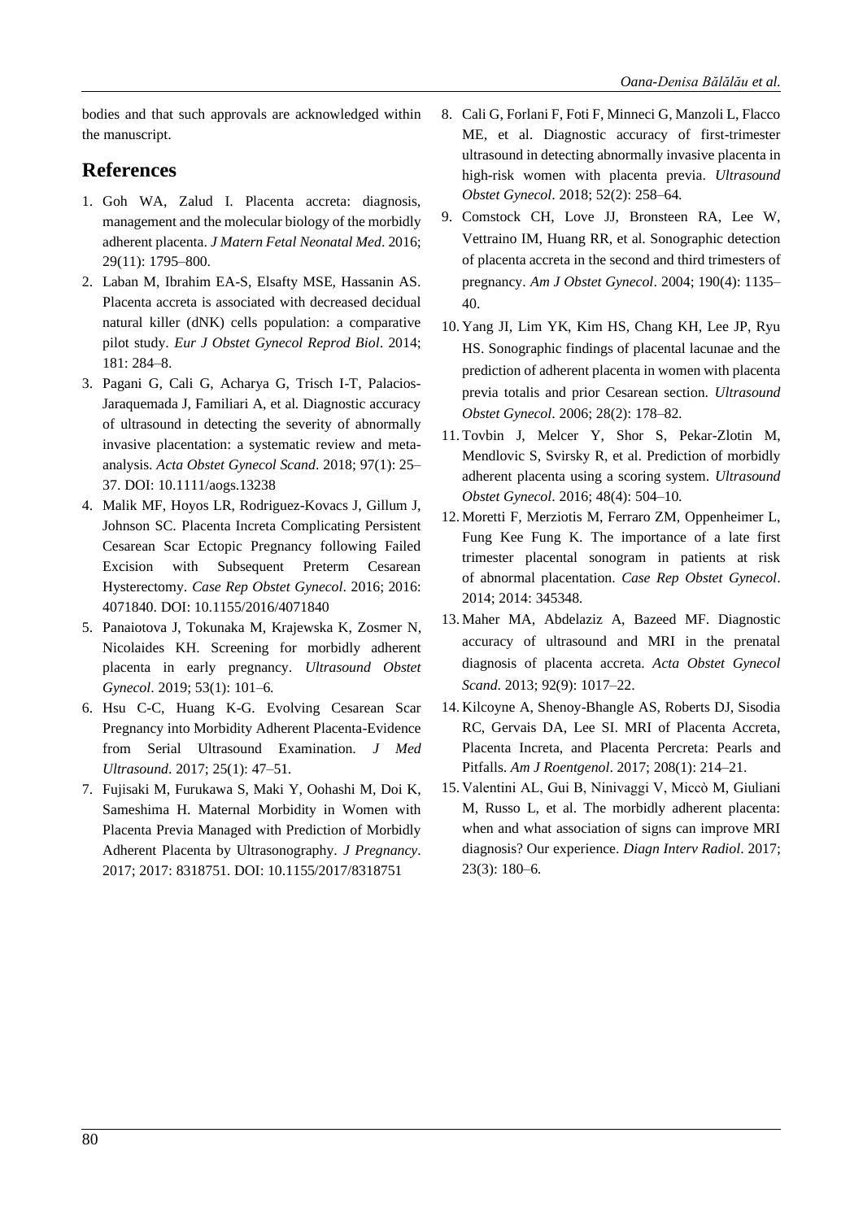bodies and that such approvals are acknowledged within the manuscript.

## References

1. Goh WA, Zalud I. Placenta accreta: diagnosis, management and the molecular biology of the morbidly adherent placenta. *J Matern Fetal Neonatal Med*. 2016; 29(11): 1795–800.
2. Laban M, Ibrahim EA-S, Elsafty MSE, Hassanin AS. Placenta accreta is associated with decreased decidual natural killer (dNK) cells population: a comparative pilot study. *Eur J Obstet Gynecol Reprod Biol*. 2014; 181: 284–8.
3. Pagani G, Cali G, Acharya G, Trisch I-T, Palacios-Jaraquemada J, Familiari A, et al. Diagnostic accuracy of ultrasound in detecting the severity of abnormally invasive placentation: a systematic review and meta-analysis. *Acta Obstet Gynecol Scand*. 2018; 97(1): 25–37. DOI: 10.1111/aogs.13238
4. Malik MF, Hoyos LR, Rodriguez-Kovacs J, Gillum J, Johnson SC. Placenta Increta Complicating Persistent Cesarean Scar Ectopic Pregnancy following Failed Excision with Subsequent Preterm Cesarean Hysterectomy. *Case Rep Obstet Gynecol*. 2016; 2016: 4071840. DOI: 10.1155/2016/4071840
5. Panaiotova J, Tokunaka M, Krajewska K, Zosmer N, Nicolaides KH. Screening for morbidly adherent placenta in early pregnancy. *Ultrasound Obstet Gynecol*. 2019; 53(1): 101–6.
6. Hsu C-C, Huang K-G. Evolving Cesarean Scar Pregnancy into Morbidity Adherent Placenta-Evidence from Serial Ultrasound Examination. *J Med Ultrasound*. 2017; 25(1): 47–51.
7. Fujisaki M, Furukawa S, Maki Y, Oohashi M, Doi K, Sameshima H. Maternal Morbidity in Women with Placenta Previa Managed with Prediction of Morbidly Adherent Placenta by Ultrasonography. *J Pregnancy*. 2017; 2017: 8318751. DOI: 10.1155/2017/8318751
8. Cali G, Forlani F, Foti F, Minneci G, Manzoli L, Flacco ME, et al. Diagnostic accuracy of first-trimester ultrasound in detecting abnormally invasive placenta in high-risk women with placenta previa. *Ultrasound Obstet Gynecol*. 2018; 52(2): 258–64.
9. Comstock CH, Love JJ, Bronsteen RA, Lee W, Vettraino IM, Huang RR, et al. Sonographic detection of placenta accreta in the second and third trimesters of pregnancy. *Am J Obstet Gynecol*. 2004; 190(4): 1135–40.
10. Yang JI, Lim YK, Kim HS, Chang KH, Lee JP, Ryu HS. Sonographic findings of placental lacunae and the prediction of adherent placenta in women with placenta previa totalis and prior Cesarean section. *Ultrasound Obstet Gynecol*. 2006; 28(2): 178–82.
11. Tovbin J, Melcer Y, Shor S, Pekar-Zlotin M, Mendlovic S, Svirsky R, et al. Prediction of morbidly adherent placenta using a scoring system. *Ultrasound Obstet Gynecol*. 2016; 48(4): 504–10.
12. Moretti F, Merziotis M, Ferraro ZM, Oppenheimer L, Fung Kee Fung K. The importance of a late first trimester placental sonogram in patients at risk of abnormal placentation. *Case Rep Obstet Gynecol*. 2014; 2014: 345348.
13. Maher MA, Abdelaziz A, Bazeed MF. Diagnostic accuracy of ultrasound and MRI in the prenatal diagnosis of placenta accreta. *Acta Obstet Gynecol Scand*. 2013; 92(9): 1017–22.
14. Kilcoyne A, Shenoy-Bhangle AS, Roberts DJ, Sisodia RC, Gervais DA, Lee SI. MRI of Placenta Accreta, Placenta Increta, and Placenta Percreta: Pearls and Pitfalls. *Am J Roentgenol*. 2017; 208(1): 214–21.
15. Valentini AL, Gui B, Ninivaggi V, Miccò M, Giuliani M, Russo L, et al. The morbidly adherent placenta: when and what association of signs can improve MRI diagnosis? Our experience. *Diagn Interv Radiol*. 2017; 23(3): 180–6.